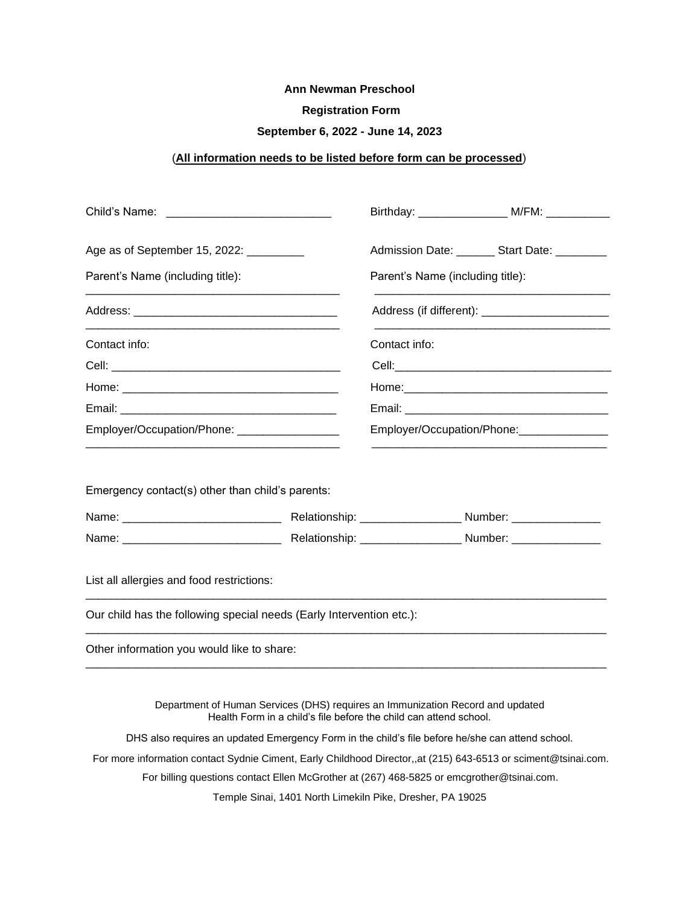**Ann Newman Preschool**

**Registration Form**

**September 6, 2022 - June 14, 2023**

(**All information needs to be listed before form can be processed**)

Child's Name: __________________________

Birthday: ______________ M/FM: __________

Age as of September 15, 2022: _________

Admission Date: ______ Start Date: ________

Parent's Name (including title):

________________________________________

Address: ________________________________

________________________________________

Contact info:

Cell: ____________________________________

Home: __________________________________

Email: __________________________________

Employer/Occupation/Phone: ________________

________________________________________

Parent's Name (including title):

________________________________________

Address (if different): ____________________

________________________________________

Contact info:

Cell: ____________________________________

Home: __________________________________

Email: __________________________________

Employer/Occupation/Phone: ______________

________________________________________

Emergency contact(s) other than child's parents:

Name: _________________________ Relationship: ________________ Number: ______________

Name: _________________________ Relationship: ________________ Number: ______________

List all allergies and food restrictions:

______________________________________________________________________________________

Our child has the following special needs (Early Intervention etc.):

______________________________________________________________________________________

Other information you would like to share:

______________________________________________________________________________________

Department of Human Services (DHS) requires an Immunization Record and updated Health Form in a child's file before the child can attend school.

DHS also requires an updated Emergency Form in the child's file before he/she can attend school.

For more information contact Sydnie Ciment, Early Childhood Director,,at (215) 643-6513 or sciment@tsinai.com.

For billing questions contact Ellen McGrother at (267) 468-5825 or emcgrother@tsinai.com.

Temple Sinai, 1401 North Limekiln Pike, Dresher, PA 19025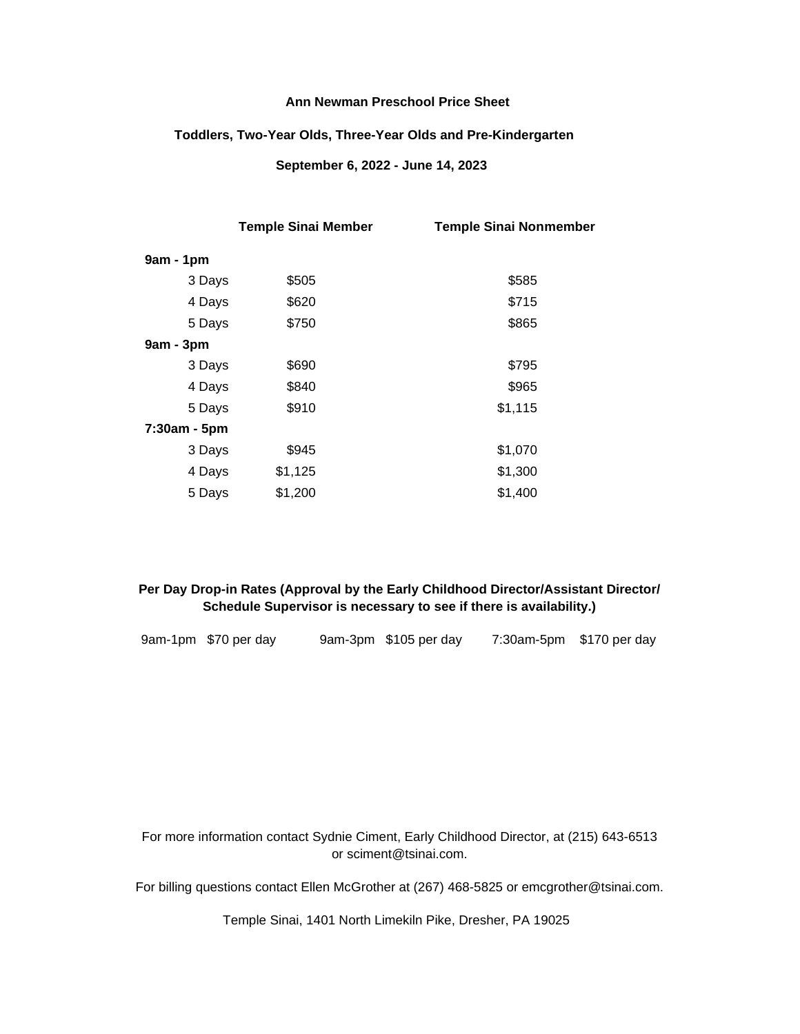**Ann Newman Preschool Price Sheet**

**Toddlers, Two-Year Olds, Three-Year Olds and Pre-Kindergarten**

**September 6, 2022 - June 14, 2023**

| | Temple Sinai Member | Temple Sinai Nonmember |
|---|---|---|
| **9am - 1pm** | | |
| 3 Days | $505 | $585 |
| 4 Days | $620 | $715 |
| 5 Days | $750 | $865 |
| **9am - 3pm** | | |
| 3 Days | $690 | $795 |
| 4 Days | $840 | $965 |
| 5 Days | $910 | $1,115 |
| **7:30am - 5pm** | | |
| 3 Days | $945 | $1,070 |
| 4 Days | $1,125 | $1,300 |
| 5 Days | $1,200 | $1,400 |

**Per Day Drop-in Rates (Approval by the Early Childhood Director/Assistant Director/ Schedule Supervisor is necessary to see if there is availability.)**

9am-1pm $70 per day    9am-3pm $105 per day    7:30am-5pm $170 per day

For more information contact Sydnie Ciment, Early Childhood Director, at (215) 643-6513 or sciment@tsinai.com.

For billing questions contact Ellen McGrother at (267) 468-5825 or emcgrother@tsinai.com.

Temple Sinai, 1401 North Limekiln Pike, Dresher, PA 19025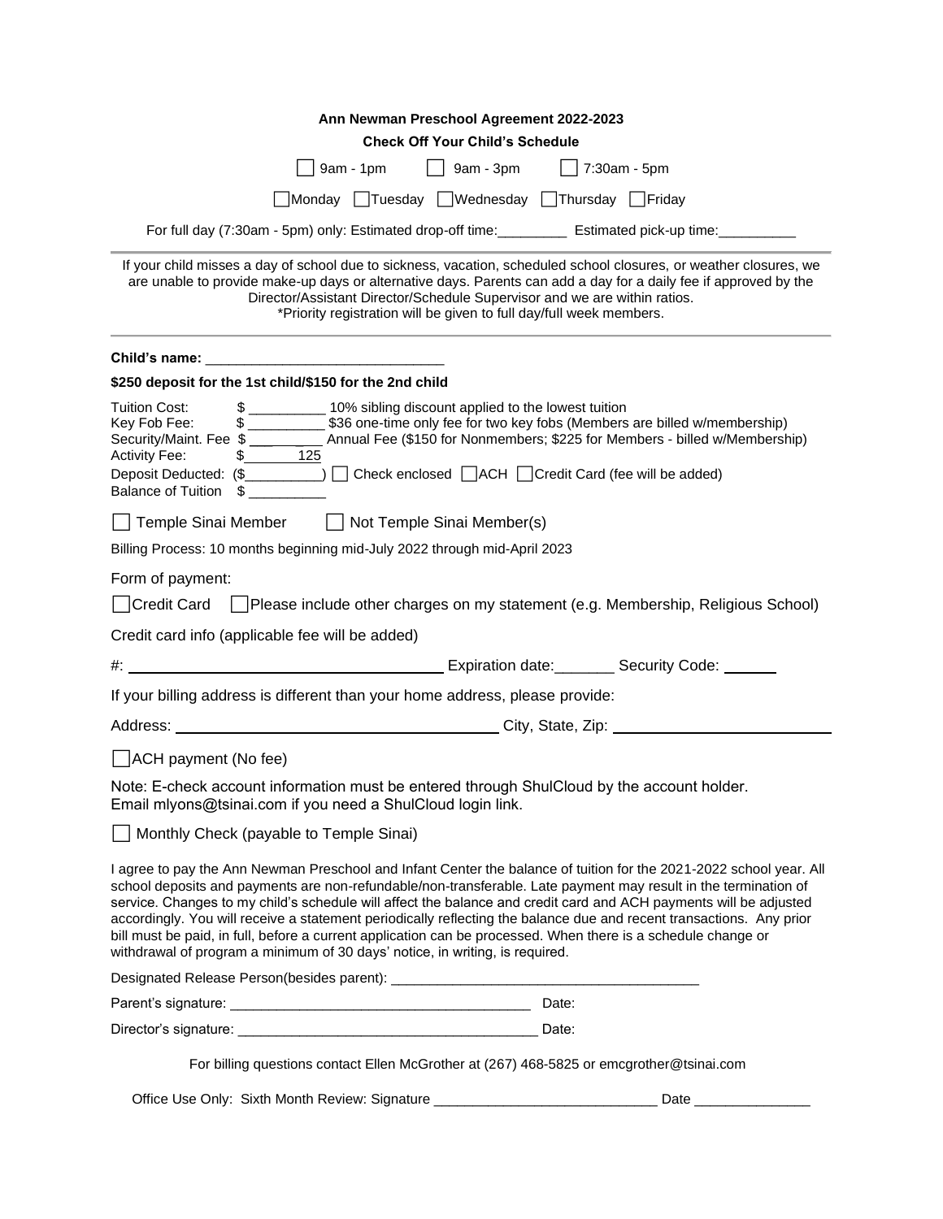**Ann Newman Preschool Agreement 2022-2023**

**Check Off Your Child's Schedule**

☐ 9am - 1pm ☐ 9am - 3pm ☐ 7:30am - 5pm

☐ Monday ☐ Tuesday ☐ Wednesday ☐ Thursday ☐ Friday

For full day (7:30am - 5pm) only: Estimated drop-off time:_________ Estimated pick-up time:__________

---

If your child misses a day of school due to sickness, vacation, scheduled school closures, or weather closures, we are unable to provide make-up days or alternative days. Parents can add a day for a daily fee if approved by the Director/Assistant Director/Schedule Supervisor and we are within ratios.
*Priority registration will be given to full day/full week members.

---

**Child's name:** ______________________________

**$250 deposit for the 1st child/$150 for the 2nd child**

Tuition Cost: $ __________ 10% sibling discount applied to the lowest tuition
Key Fob Fee: $ __________ $36 one-time only fee for two key fobs (Members are billed w/membership)
Security/Maint. Fee $ __________ Annual Fee ($150 for Nonmembers; $225 for Members - billed w/Membership)
Activity Fee: $ 125
Deposit Deducted: ($__________) ☐ Check enclosed ☐ ACH ☐ Credit Card (fee will be added)
Balance of Tuition $ __________

☐ Temple Sinai Member ☐ Not Temple Sinai Member(s)

Billing Process: 10 months beginning mid-July 2022 through mid-April 2023

Form of payment:

☐ Credit Card ☐ Please include other charges on my statement (e.g. Membership, Religious School)

Credit card info (applicable fee will be added)

#: ______________________________________ Expiration date:_______ Security Code: ______

If your billing address is different than your home address, please provide:

Address: ______________________________________ City, State, Zip: __________________________

☐ ACH payment (No fee)

Note: E-check account information must be entered through ShulCloud by the account holder.
Email mlyons@tsinai.com if you need a ShulCloud login link.

☐ Monthly Check (payable to Temple Sinai)

I agree to pay the Ann Newman Preschool and Infant Center the balance of tuition for the 2021-2022 school year. All school deposits and payments are non-refundable/non-transferable. Late payment may result in the termination of service. Changes to my child's schedule will affect the balance and credit card and ACH payments will be adjusted accordingly. You will receive a statement periodically reflecting the balance due and recent transactions. Any prior bill must be paid, in full, before a current application can be processed. When there is a schedule change or withdrawal of program a minimum of 30 days' notice, in writing, is required.

Designated Release Person(besides parent): ________________________________________

Parent's signature: ______________________________________ Date:

Director's signature: ______________________________________ Date:

For billing questions contact Ellen McGrother at (267) 468-5825 or emcgrother@tsinai.com

Office Use Only: Sixth Month Review: Signature ____________________________ Date _______________